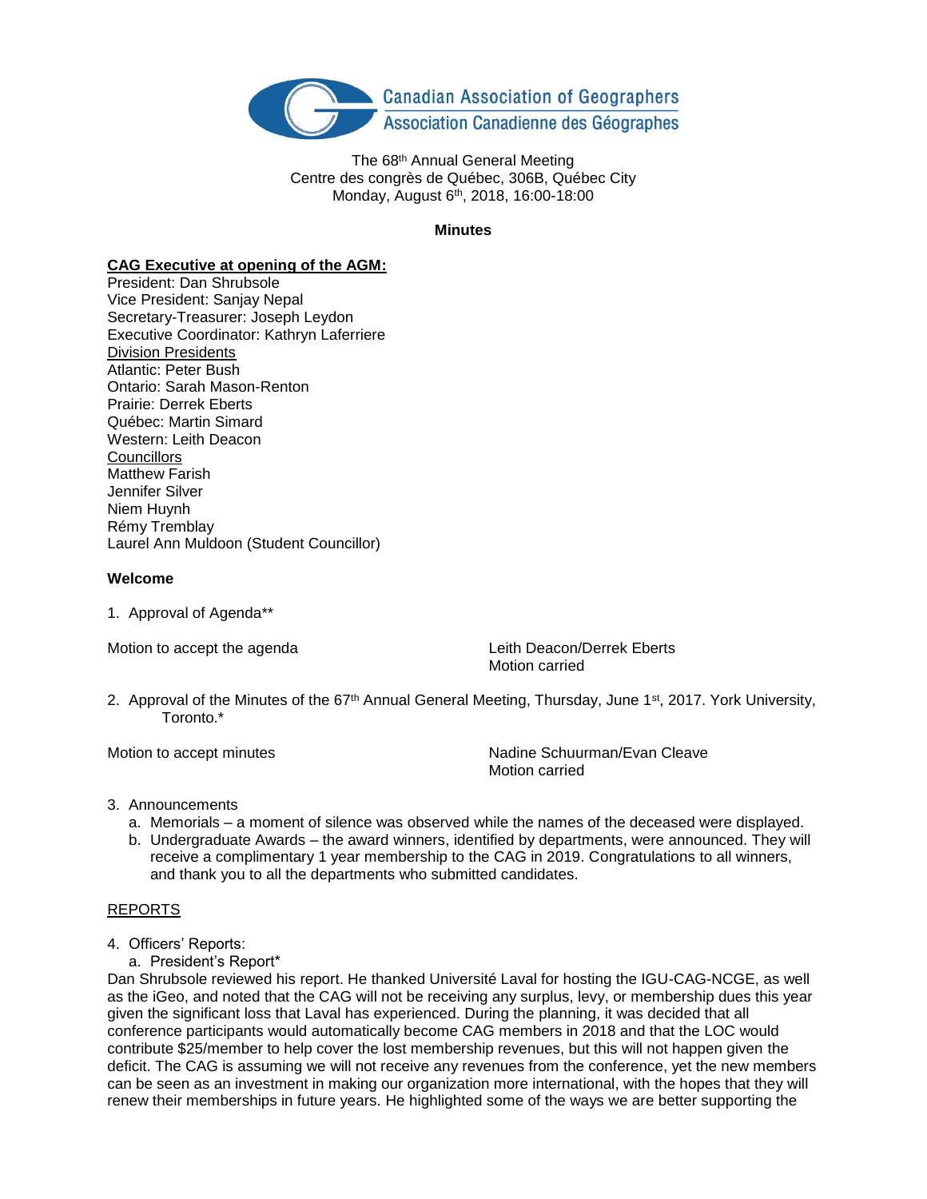Canadian Association of Geographers
Association Canadienne des Géographes

The 68th Annual General Meeting
Centre des congrès de Québec, 306B, Québec City
Monday, August 6th, 2018, 16:00-18:00

**Minutes**

**CAG Executive at opening of the AGM:**

President: Dan Shrubsole
Vice President: Sanjay Nepal
Secretary-Treasurer: Joseph Leydon
Executive Coordinator: Kathryn Laferriere

Division Presidents

Atlantic: Peter Bush
Ontario: Sarah Mason-Renton
Prairie: Derrek Eberts
Québec: Martin Simard
Western: Leith Deacon

Councillors

Matthew Farish
Jennifer Silver
Niem Huynh
Rémy Tremblay
Laurel Ann Muldoon (Student Councillor)

**Welcome**

1. Approval of Agenda**

Motion to accept the agenda — Leith Deacon/Derrek Eberts
Motion carried

2. Approval of the Minutes of the 67th Annual General Meeting, Thursday, June 1st, 2017. York University, Toronto.*

Motion to accept minutes — Nadine Schuurman/Evan Cleave
Motion carried

3. Announcements
   a. Memorials – a moment of silence was observed while the names of the deceased were displayed.
   b. Undergraduate Awards – the award winners, identified by departments, were announced. They will receive a complimentary 1 year membership to the CAG in 2019. Congratulations to all winners, and thank you to all the departments who submitted candidates.

REPORTS

4. Officers' Reports:
   a. President's Report*

Dan Shrubsole reviewed his report. He thanked Université Laval for hosting the IGU-CAG-NCGE, as well as the iGeo, and noted that the CAG will not be receiving any surplus, levy, or membership dues this year given the significant loss that Laval has experienced. During the planning, it was decided that all conference participants would automatically become CAG members in 2018 and that the LOC would contribute $25/member to help cover the lost membership revenues, but this will not happen given the deficit. The CAG is assuming we will not receive any revenues from the conference, yet the new members can be seen as an investment in making our organization more international, with the hopes that they will renew their memberships in future years. He highlighted some of the ways we are better supporting the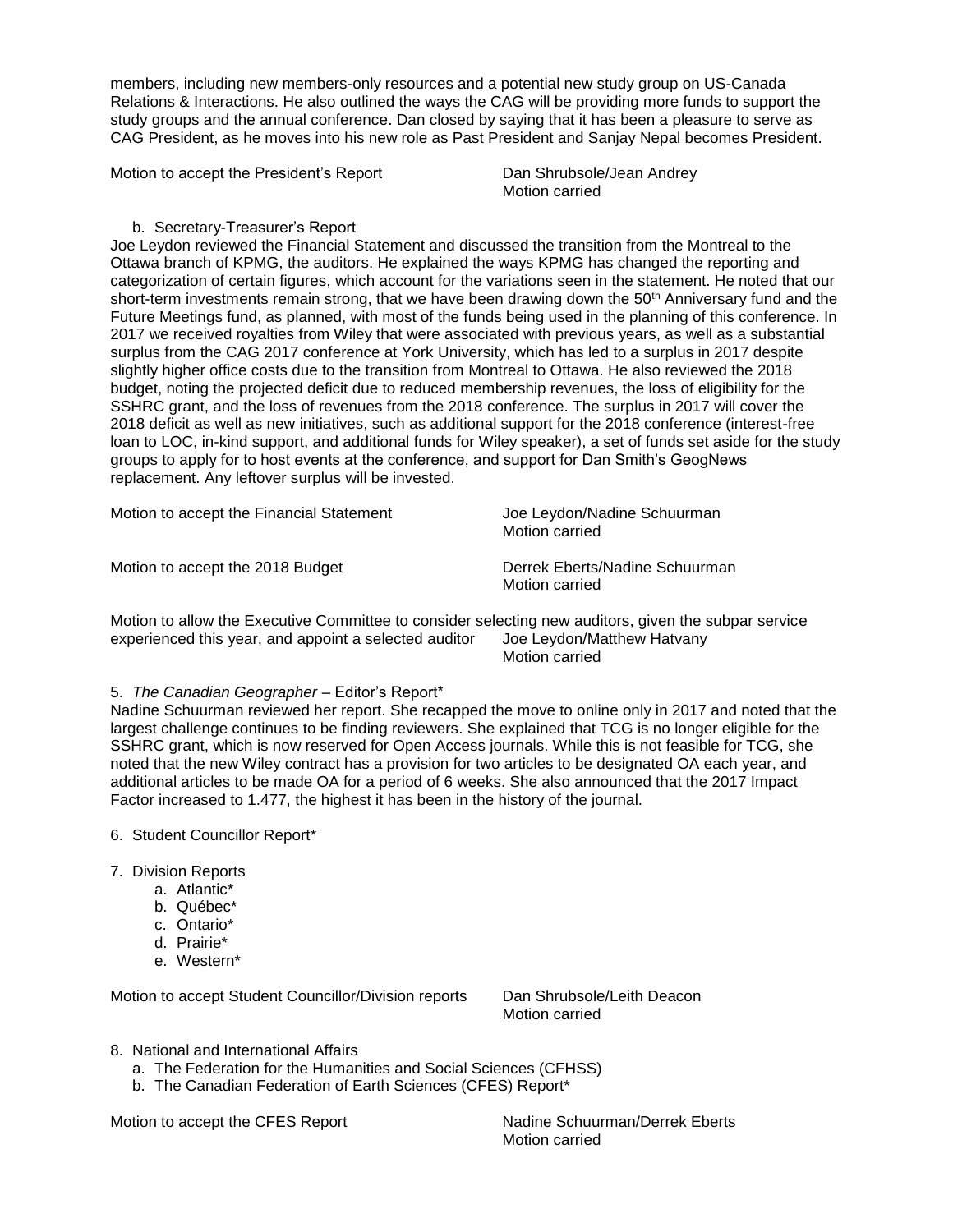members, including new members-only resources and a potential new study group on US-Canada Relations & Interactions. He also outlined the ways the CAG will be providing more funds to support the study groups and the annual conference. Dan closed by saying that it has been a pleasure to serve as CAG President, as he moves into his new role as Past President and Sanjay Nepal becomes President.

Motion to accept the President's Report — Dan Shrubsole/Jean Andrey
Motion carried

b. Secretary-Treasurer's Report

Joe Leydon reviewed the Financial Statement and discussed the transition from the Montreal to the Ottawa branch of KPMG, the auditors. He explained the ways KPMG has changed the reporting and categorization of certain figures, which account for the variations seen in the statement. He noted that our short-term investments remain strong, that we have been drawing down the 50th Anniversary fund and the Future Meetings fund, as planned, with most of the funds being used in the planning of this conference. In 2017 we received royalties from Wiley that were associated with previous years, as well as a substantial surplus from the CAG 2017 conference at York University, which has led to a surplus in 2017 despite slightly higher office costs due to the transition from Montreal to Ottawa. He also reviewed the 2018 budget, noting the projected deficit due to reduced membership revenues, the loss of eligibility for the SSHRC grant, and the loss of revenues from the 2018 conference. The surplus in 2017 will cover the 2018 deficit as well as new initiatives, such as additional support for the 2018 conference (interest-free loan to LOC, in-kind support, and additional funds for Wiley speaker), a set of funds set aside for the study groups to apply for to host events at the conference, and support for Dan Smith's GeogNews replacement. Any leftover surplus will be invested.

Motion to accept the Financial Statement — Joe Leydon/Nadine Schuurman
Motion carried

Motion to accept the 2018 Budget — Derrek Eberts/Nadine Schuurman
Motion carried

Motion to allow the Executive Committee to consider selecting new auditors, given the subpar service experienced this year, and appoint a selected auditor — Joe Leydon/Matthew Hatvany
Motion carried

5. *The Canadian Geographer* – Editor's Report*

Nadine Schuurman reviewed her report. She recapped the move to online only in 2017 and noted that the largest challenge continues to be finding reviewers. She explained that TCG is no longer eligible for the SSHRC grant, which is now reserved for Open Access journals. While this is not feasible for TCG, she noted that the new Wiley contract has a provision for two articles to be designated OA each year, and additional articles to be made OA for a period of 6 weeks. She also announced that the 2017 Impact Factor increased to 1.477, the highest it has been in the history of the journal.

6. Student Councillor Report*

7. Division Reports
   a. Atlantic*
   b. Québec*
   c. Ontario*
   d. Prairie*
   e. Western*

Motion to accept Student Councillor/Division reports — Dan Shrubsole/Leith Deacon
Motion carried

8. National and International Affairs
   a. The Federation for the Humanities and Social Sciences (CFHSS)
   b. The Canadian Federation of Earth Sciences (CFES) Report*

Motion to accept the CFES Report — Nadine Schuurman/Derrek Eberts
Motion carried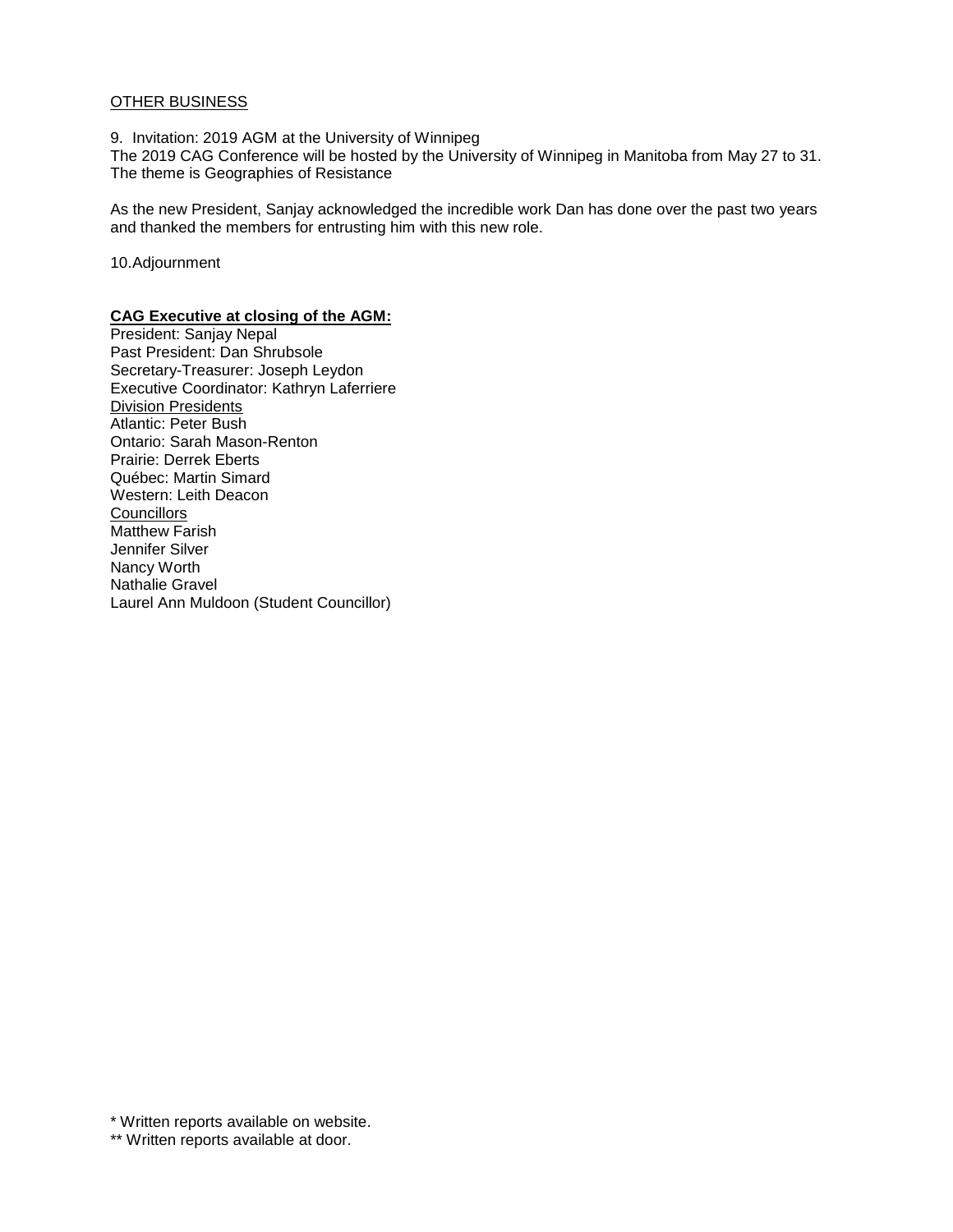OTHER BUSINESS

9. Invitation: 2019 AGM at the University of Winnipeg

The 2019 CAG Conference will be hosted by the University of Winnipeg in Manitoba from May 27 to 31. The theme is Geographies of Resistance

As the new President, Sanjay acknowledged the incredible work Dan has done over the past two years and thanked the members for entrusting him with this new role.

10.Adjournment

**CAG Executive at closing of the AGM:**

President: Sanjay Nepal
Past President: Dan Shrubsole
Secretary-Treasurer: Joseph Leydon
Executive Coordinator: Kathryn Laferriere

Division Presidents

Atlantic: Peter Bush
Ontario: Sarah Mason-Renton
Prairie: Derrek Eberts
Québec: Martin Simard
Western: Leith Deacon

Councillors

Matthew Farish
Jennifer Silver
Nancy Worth
Nathalie Gravel
Laurel Ann Muldoon (Student Councillor)

\* Written reports available on website.

\*\* Written reports available at door.